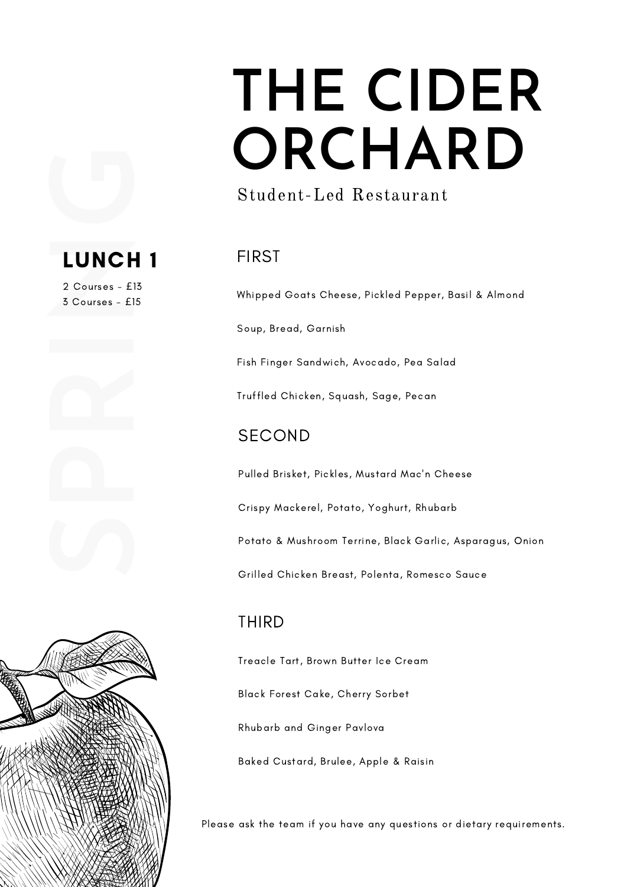# THE CIDER ORCHARD

Student-Led Restaurant

SPRING

## LUNCH 1

2 Courses - £13
3 Courses - £15

### FIRST

Whipped Goats Cheese, Pickled Pepper, Basil & Almond

Soup, Bread, Garnish

Fish Finger Sandwich, Avocado, Pea Salad

Truffled Chicken, Squash, Sage, Pecan

### SECOND

Pulled Brisket, Pickles, Mustard Mac'n Cheese

Crispy Mackerel, Potato, Yoghurt, Rhubarb

Potato & Mushroom Terrine, Black Garlic, Asparagus, Onion

Grilled Chicken Breast, Polenta, Romesco Sauce

### THIRD

Treacle Tart, Brown Butter Ice Cream

Black Forest Cake, Cherry Sorbet

Rhubarb and Ginger Pavlova

Baked Custard, Brulee, Apple & Raisin

Please ask the team if you have any questions or dietary requirements.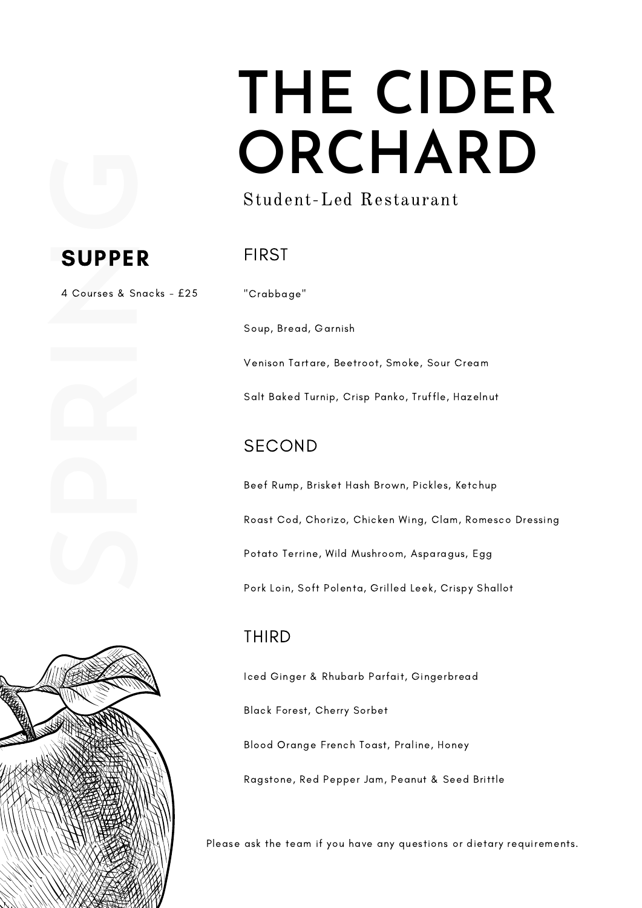# THE CIDER ORCHARD

Student-Led Restaurant

SPRING

## SUPPER

4 Courses & Snacks - £25

### FIRST

"Crabbage"

Soup, Bread, Garnish

Venison Tartare, Beetroot, Smoke, Sour Cream

Salt Baked Turnip, Crisp Panko, Truffle, Hazelnut

### SECOND

Beef Rump, Brisket Hash Brown, Pickles, Ketchup

Roast Cod, Chorizo, Chicken Wing, Clam, Romesco Dressing

Potato Terrine, Wild Mushroom, Asparagus, Egg

Pork Loin, Soft Polenta, Grilled Leek, Crispy Shallot

### THIRD

Iced Ginger & Rhubarb Parfait, Gingerbread

Black Forest, Cherry Sorbet

Blood Orange French Toast, Praline, Honey

Ragstone, Red Pepper Jam, Peanut & Seed Brittle

Please ask the team if you have any questions or dietary requirements.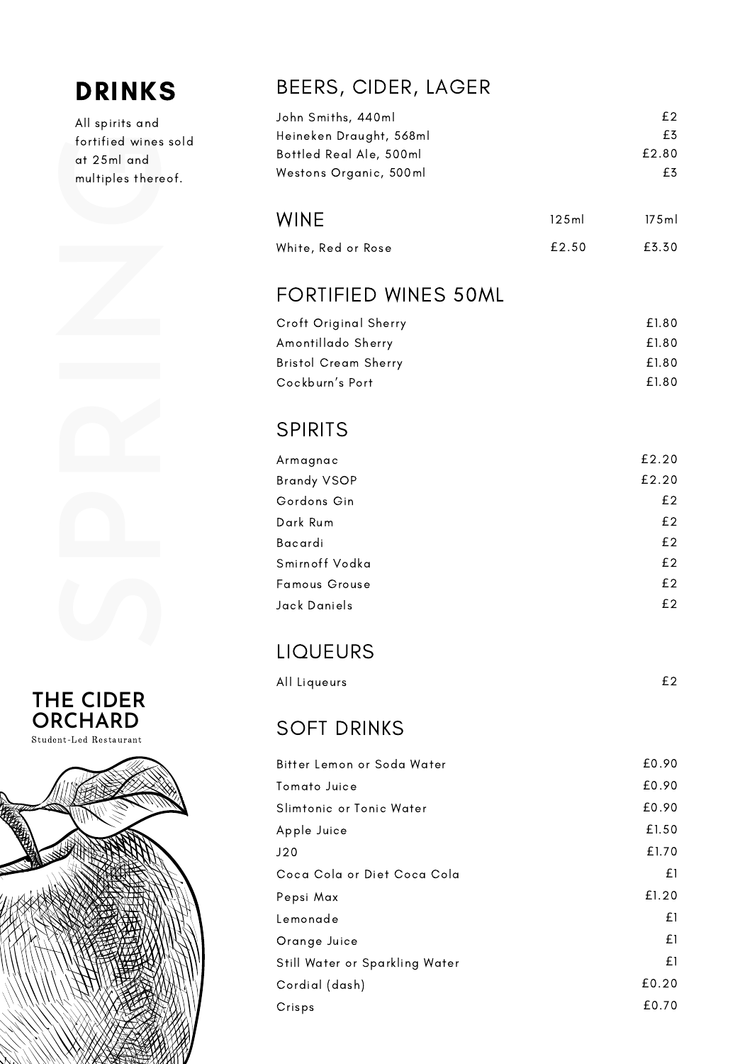# DRINKS

All spirits and fortified wines sold at 25ml and multiples thereof.

SPRING

**THE CIDER ORCHARD**

Student-Led Restaurant

## BEERS, CIDER, LAGER

| | |
|---|---|
| John Smiths, 440ml | £2 |
| Heineken Draught, 568ml | £3 |
| Bottled Real Ale, 500ml | £2.80 |
| Westons Organic, 500ml | £3 |

## WINE

| | 125ml | 175ml |
|---|---|---|
| White, Red or Rose | £2.50 | £3.30 |

## FORTIFIED WINES 50ML

| | |
|---|---|
| Croft Original Sherry | £1.80 |
| Amontillado Sherry | £1.80 |
| Bristol Cream Sherry | £1.80 |
| Cockburn's Port | £1.80 |

## SPIRITS

| | |
|---|---|
| Armagnac | £2.20 |
| Brandy VSOP | £2.20 |
| Gordons Gin | £2 |
| Dark Rum | £2 |
| Bacardi | £2 |
| Smirnoff Vodka | £2 |
| Famous Grouse | £2 |
| Jack Daniels | £2 |

## LIQUEURS

| | |
|---|---|
| All Liqueurs | £2 |

## SOFT DRINKS

| | |
|---|---|
| Bitter Lemon or Soda Water | £0.90 |
| Tomato Juice | £0.90 |
| Slimtonic or Tonic Water | £0.90 |
| Apple Juice | £1.50 |
| J20 | £1.70 |
| Coca Cola or Diet Coca Cola | £1 |
| Pepsi Max | £1.20 |
| Lemonade | £1 |
| Orange Juice | £1 |
| Still Water or Sparkling Water | £1 |
| Cordial (dash) | £0.20 |
| Crisps | £0.70 |